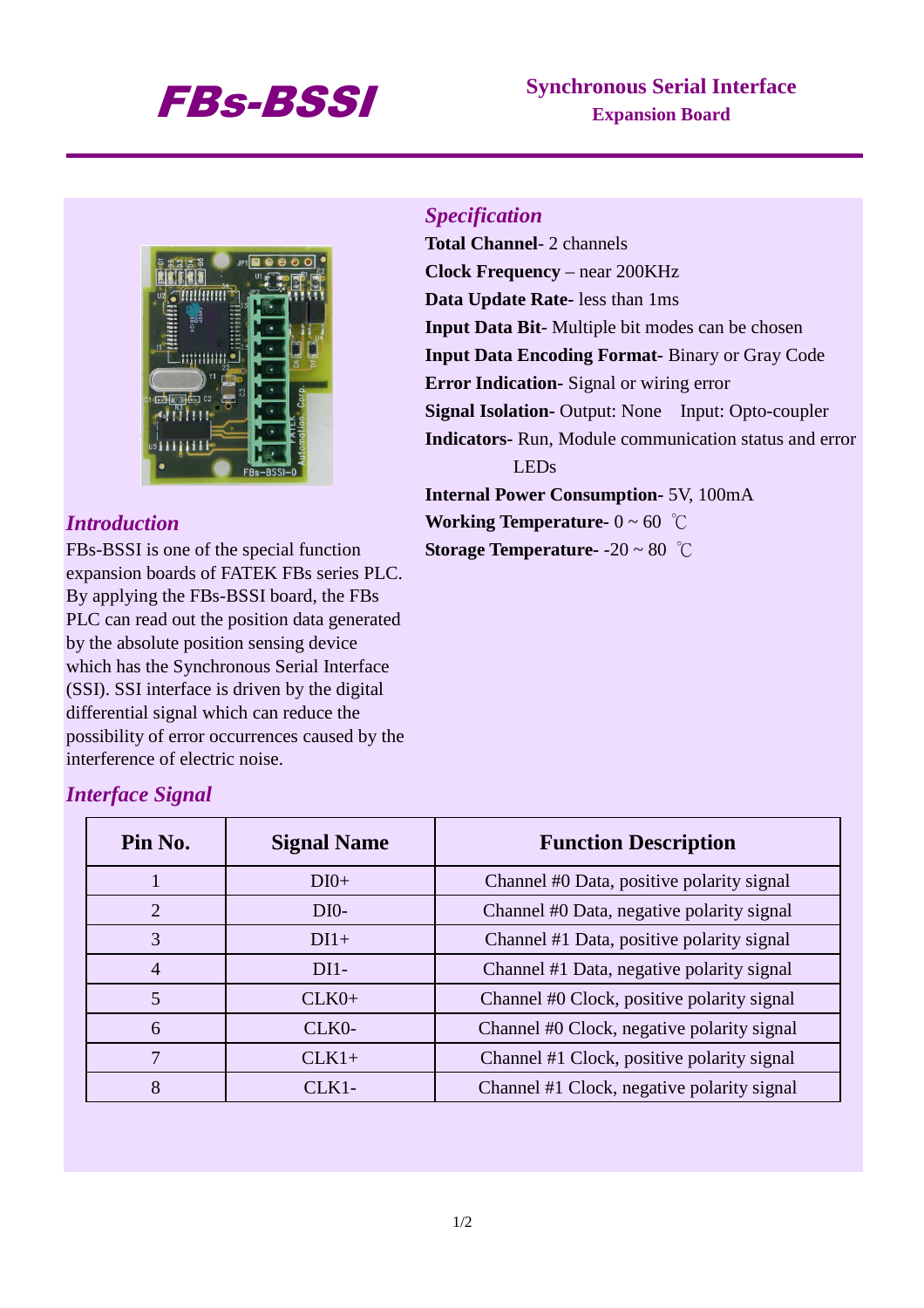# FBs-BSSI

**Synchronous Serial Interface**
**Expansion Board**

## *Introduction*

FBs-BSSI is one of the special function expansion boards of FATEK FBs series PLC. By applying the FBs-BSSI board, the FBs PLC can read out the position data generated by the absolute position sensing device which has the Synchronous Serial Interface (SSI). SSI interface is driven by the digital differential signal which can reduce the possibility of error occurrences caused by the interference of electric noise.

## *Specification*

**Total Channel**- 2 channels
**Clock Frequency** – near 200KHz
**Data Update Rate**- less than 1ms
**Input Data Bit**- Multiple bit modes can be chosen
**Input Data Encoding Format**- Binary or Gray Code
**Error Indication**- Signal or wiring error
**Signal Isolation**- Output: None Input: Opto-coupler
**Indicators**- Run, Module communication status and error LEDs
**Internal Power Consumption**- 5V, 100mA
**Working Temperature**- 0 ~ 60 ℃
**Storage Temperature**- -20 ~ 80 ℃

## *Interface Signal*

| Pin No. | Signal Name | Function Description |
|---|---|---|
| 1 | DI0+ | Channel #0 Data, positive polarity signal |
| 2 | DI0- | Channel #0 Data, negative polarity signal |
| 3 | DI1+ | Channel #1 Data, positive polarity signal |
| 4 | DI1- | Channel #1 Data, negative polarity signal |
| 5 | CLK0+ | Channel #0 Clock, positive polarity signal |
| 6 | CLK0- | Channel #0 Clock, negative polarity signal |
| 7 | CLK1+ | Channel #1 Clock, positive polarity signal |
| 8 | CLK1- | Channel #1 Clock, negative polarity signal |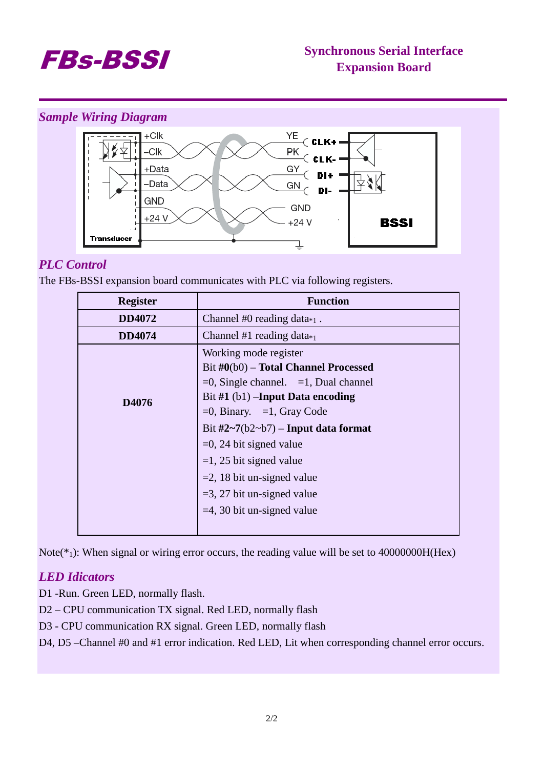# FBs-BSSI

**Synchronous Serial Interface Expansion Board**

## *Sample Wiring Diagram*

+Clk
–Clk
+Data
–Data
GND
+24 V
Transducer
YE
PK
GY
GN
GND
+24 V
CLK+
CLK-
DI+
DI-
BSSI

## *PLC Control*

The FBs-BSSI expansion board communicates with PLC via following registers.

| Register | Function |
|---|---|
| **DD4072** | Channel #0 reading data*1 . |
| **DD4074** | Channel #1 reading data*1 |
| **D4076** | Working mode register<br>Bit **#0**(b0) – **Total Channel Processed**<br>=0, Single channel. =1, Dual channel<br>Bit **#1** (b1) –**Input Data encoding**<br>=0, Binary. =1, Gray Code<br>Bit **#2~7**(b2~b7) – **Input data format**<br>=0, 24 bit signed value<br>=1, 25 bit signed value<br>=2, 18 bit un-signed value<br>=3, 27 bit un-signed value<br>=4, 30 bit un-signed value |

Note(*1): When signal or wiring error occurs, the reading value will be set to 40000000H(Hex)

## *LED Idicators*

D1 -Run. Green LED, normally flash.

D2 – CPU communication TX signal. Red LED, normally flash

D3 - CPU communication RX signal. Green LED, normally flash

D4, D5 –Channel #0 and #1 error indication. Red LED, Lit when corresponding channel error occurs.